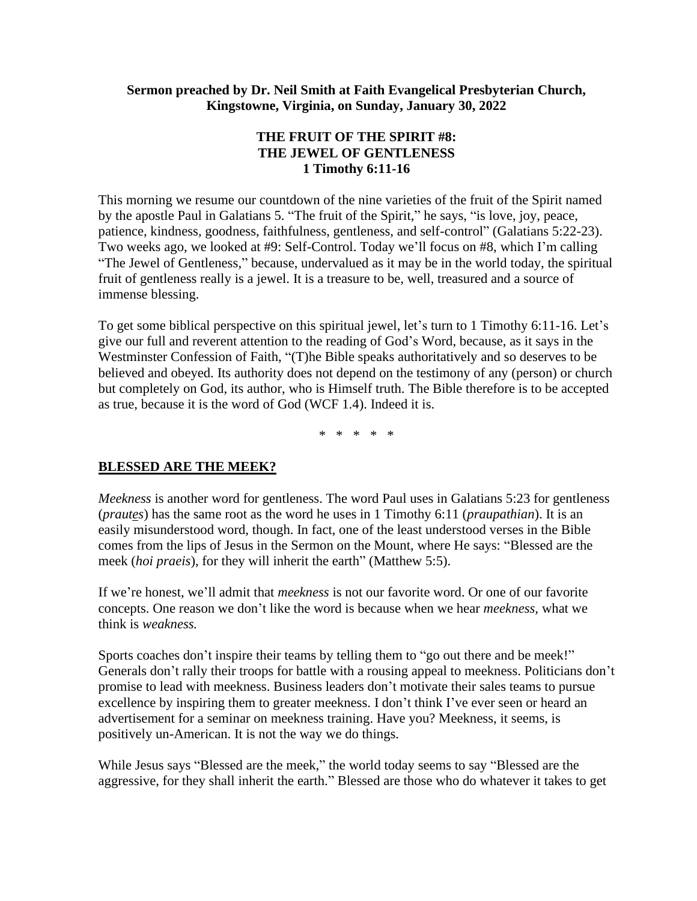**Sermon preached by Dr. Neil Smith at Faith Evangelical Presbyterian Church, Kingstowne, Virginia, on Sunday, January 30, 2022**

# THE FRUIT OF THE SPIRIT #8: THE JEWEL OF GENTLENESS
## 1 Timothy 6:11-16

This morning we resume our countdown of the nine varieties of the fruit of the Spirit named by the apostle Paul in Galatians 5. "The fruit of the Spirit," he says, "is love, joy, peace, patience, kindness, goodness, faithfulness, gentleness, and self-control" (Galatians 5:22-23). Two weeks ago, we looked at #9: Self-Control. Today we'll focus on #8, which I'm calling "The Jewel of Gentleness," because, undervalued as it may be in the world today, the spiritual fruit of gentleness really is a jewel. It is a treasure to be, well, treasured and a source of immense blessing.

To get some biblical perspective on this spiritual jewel, let's turn to 1 Timothy 6:11-16. Let's give our full and reverent attention to the reading of God's Word, because, as it says in the Westminster Confession of Faith, "(T)he Bible speaks authoritatively and so deserves to be believed and obeyed. Its authority does not depend on the testimony of any (person) or church but completely on God, its author, who is Himself truth. The Bible therefore is to be accepted as true, because it is the word of God (WCF 1.4). Indeed it is.

\* \* \* \* \*

## BLESSED ARE THE MEEK?

*Meekness* is another word for gentleness. The word Paul uses in Galatians 5:23 for gentleness (*prautes*) has the same root as the word he uses in 1 Timothy 6:11 (*praupathian*). It is an easily misunderstood word, though. In fact, one of the least understood verses in the Bible comes from the lips of Jesus in the Sermon on the Mount, where He says: "Blessed are the meek (*hoi praeis*), for they will inherit the earth" (Matthew 5:5).

If we're honest, we'll admit that *meekness* is not our favorite word. Or one of our favorite concepts. One reason we don't like the word is because when we hear *meekness,* what we think is *weakness.*

Sports coaches don't inspire their teams by telling them to "go out there and be meek!" Generals don't rally their troops for battle with a rousing appeal to meekness. Politicians don't promise to lead with meekness. Business leaders don't motivate their sales teams to pursue excellence by inspiring them to greater meekness. I don't think I've ever seen or heard an advertisement for a seminar on meekness training. Have you? Meekness, it seems, is positively un-American. It is not the way we do things.

While Jesus says "Blessed are the meek," the world today seems to say "Blessed are the aggressive, for they shall inherit the earth." Blessed are those who do whatever it takes to get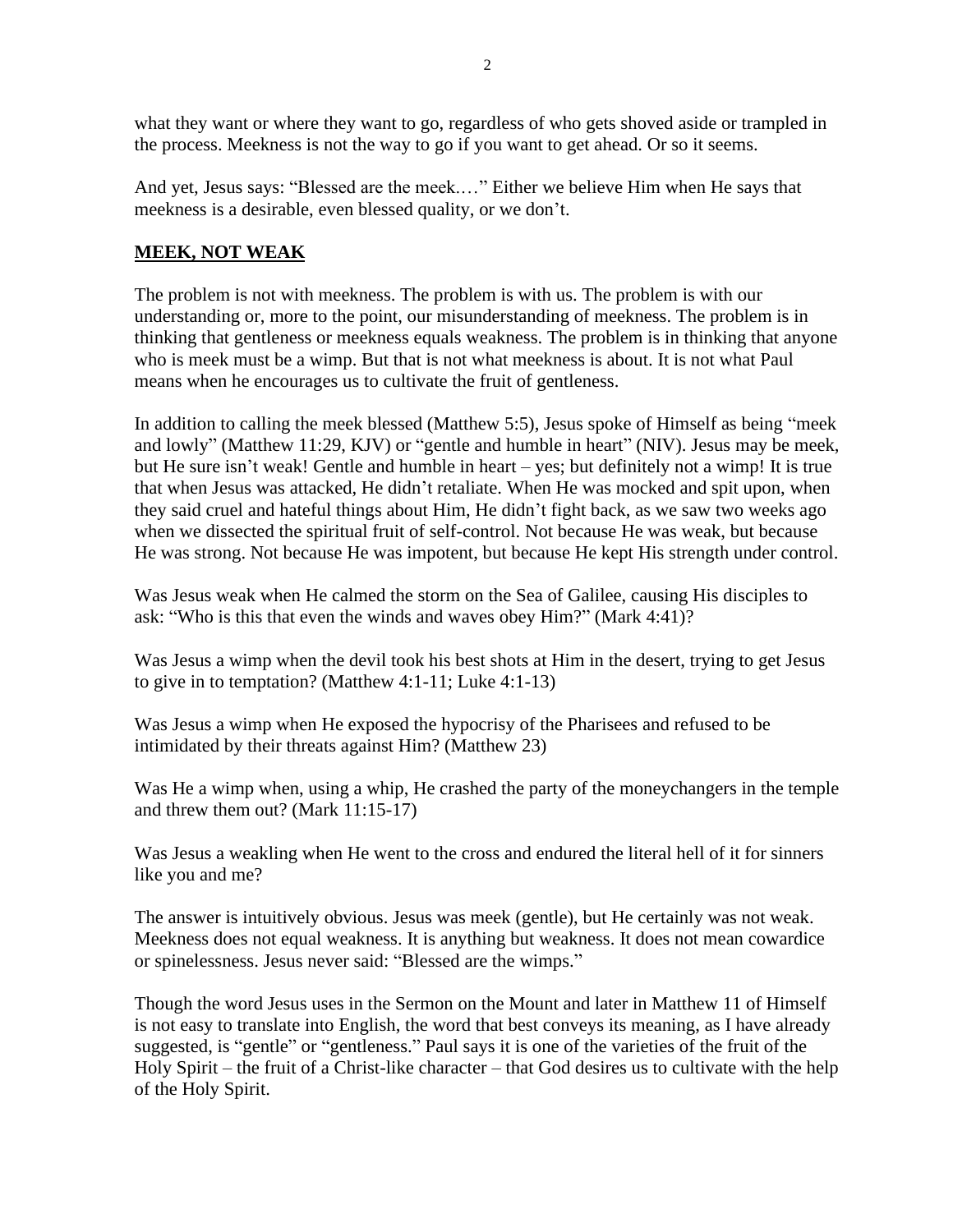what they want or where they want to go, regardless of who gets shoved aside or trampled in the process. Meekness is not the way to go if you want to get ahead. Or so it seems.

And yet, Jesus says: "Blessed are the meek.…" Either we believe Him when He says that meekness is a desirable, even blessed quality, or we don't.

## **MEEK, NOT WEAK**

The problem is not with meekness. The problem is with us. The problem is with our understanding or, more to the point, our misunderstanding of meekness. The problem is in thinking that gentleness or meekness equals weakness. The problem is in thinking that anyone who is meek must be a wimp. But that is not what meekness is about. It is not what Paul means when he encourages us to cultivate the fruit of gentleness.

In addition to calling the meek blessed (Matthew 5:5), Jesus spoke of Himself as being "meek and lowly" (Matthew 11:29, KJV) or "gentle and humble in heart" (NIV). Jesus may be meek, but He sure isn't weak! Gentle and humble in heart – yes; but definitely not a wimp! It is true that when Jesus was attacked, He didn't retaliate. When He was mocked and spit upon, when they said cruel and hateful things about Him, He didn't fight back, as we saw two weeks ago when we dissected the spiritual fruit of self-control. Not because He was weak, but because He was strong. Not because He was impotent, but because He kept His strength under control.

Was Jesus weak when He calmed the storm on the Sea of Galilee, causing His disciples to ask: "Who is this that even the winds and waves obey Him?" (Mark 4:41)?

Was Jesus a wimp when the devil took his best shots at Him in the desert, trying to get Jesus to give in to temptation? (Matthew 4:1-11; Luke 4:1-13)

Was Jesus a wimp when He exposed the hypocrisy of the Pharisees and refused to be intimidated by their threats against Him? (Matthew 23)

Was He a wimp when, using a whip, He crashed the party of the moneychangers in the temple and threw them out? (Mark 11:15-17)

Was Jesus a weakling when He went to the cross and endured the literal hell of it for sinners like you and me?

The answer is intuitively obvious. Jesus was meek (gentle), but He certainly was not weak. Meekness does not equal weakness. It is anything but weakness. It does not mean cowardice or spinelessness. Jesus never said: "Blessed are the wimps."

Though the word Jesus uses in the Sermon on the Mount and later in Matthew 11 of Himself is not easy to translate into English, the word that best conveys its meaning, as I have already suggested, is "gentle" or "gentleness." Paul says it is one of the varieties of the fruit of the Holy Spirit – the fruit of a Christ-like character – that God desires us to cultivate with the help of the Holy Spirit.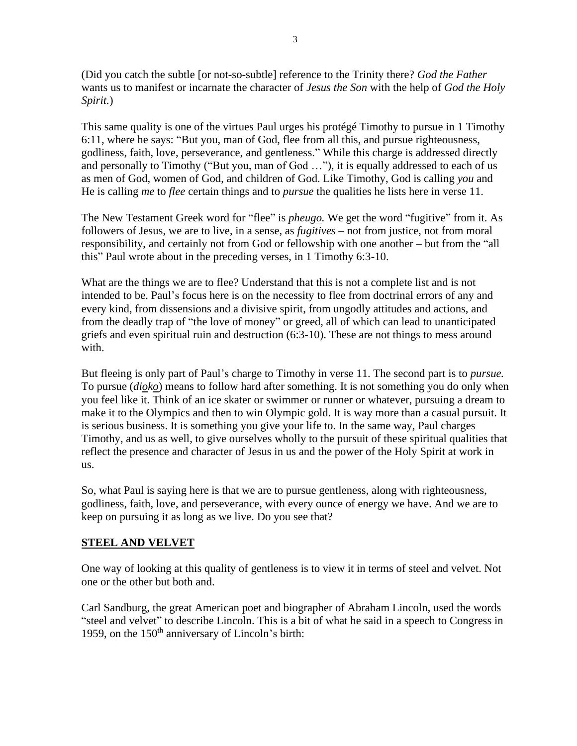(Did you catch the subtle [or not-so-subtle] reference to the Trinity there? *God the Father* wants us to manifest or incarnate the character of *Jesus the Son* with the help of *God the Holy Spirit.*)

This same quality is one of the virtues Paul urges his protégé Timothy to pursue in 1 Timothy 6:11, where he says: "But you, man of God, flee from all this, and pursue righteousness, godliness, faith, love, perseverance, and gentleness." While this charge is addressed directly and personally to Timothy ("But you, man of God …"), it is equally addressed to each of us as men of God, women of God, and children of God. Like Timothy, God is calling *you* and He is calling *me* to *flee* certain things and to *pursue* the qualities he lists here in verse 11.

The New Testament Greek word for "flee" is *pheugo.* We get the word "fugitive" from it. As followers of Jesus, we are to live, in a sense, as *fugitives* – not from justice, not from moral responsibility, and certainly not from God or fellowship with one another – but from the "all this" Paul wrote about in the preceding verses, in 1 Timothy 6:3-10.

What are the things we are to flee? Understand that this is not a complete list and is not intended to be. Paul's focus here is on the necessity to flee from doctrinal errors of any and every kind, from dissensions and a divisive spirit, from ungodly attitudes and actions, and from the deadly trap of "the love of money" or greed, all of which can lead to unanticipated griefs and even spiritual ruin and destruction (6:3-10). These are not things to mess around with.

But fleeing is only part of Paul's charge to Timothy in verse 11. The second part is to *pursue.* To pursue (*dioko*) means to follow hard after something. It is not something you do only when you feel like it. Think of an ice skater or swimmer or runner or whatever, pursuing a dream to make it to the Olympics and then to win Olympic gold. It is way more than a casual pursuit. It is serious business. It is something you give your life to. In the same way, Paul charges Timothy, and us as well, to give ourselves wholly to the pursuit of these spiritual qualities that reflect the presence and character of Jesus in us and the power of the Holy Spirit at work in us.

So, what Paul is saying here is that we are to pursue gentleness, along with righteousness, godliness, faith, love, and perseverance, with every ounce of energy we have. And we are to keep on pursuing it as long as we live. Do you see that?

## STEEL AND VELVET

One way of looking at this quality of gentleness is to view it in terms of steel and velvet. Not one or the other but both and.

Carl Sandburg, the great American poet and biographer of Abraham Lincoln, used the words "steel and velvet" to describe Lincoln. This is a bit of what he said in a speech to Congress in 1959, on the 150th anniversary of Lincoln's birth: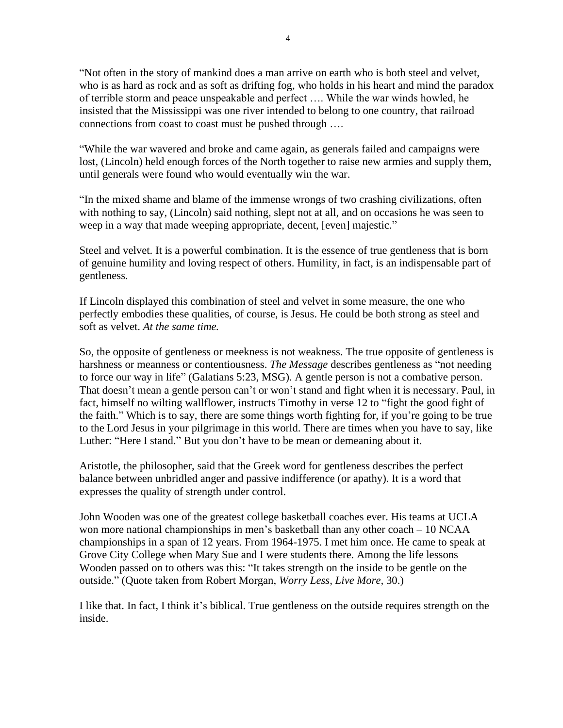"Not often in the story of mankind does a man arrive on earth who is both steel and velvet, who is as hard as rock and as soft as drifting fog, who holds in his heart and mind the paradox of terrible storm and peace unspeakable and perfect …. While the war winds howled, he insisted that the Mississippi was one river intended to belong to one country, that railroad connections from coast to coast must be pushed through ….

"While the war wavered and broke and came again, as generals failed and campaigns were lost, (Lincoln) held enough forces of the North together to raise new armies and supply them, until generals were found who would eventually win the war.

"In the mixed shame and blame of the immense wrongs of two crashing civilizations, often with nothing to say, (Lincoln) said nothing, slept not at all, and on occasions he was seen to weep in a way that made weeping appropriate, decent, [even] majestic."

Steel and velvet. It is a powerful combination. It is the essence of true gentleness that is born of genuine humility and loving respect of others. Humility, in fact, is an indispensable part of gentleness.

If Lincoln displayed this combination of steel and velvet in some measure, the one who perfectly embodies these qualities, of course, is Jesus. He could be both strong as steel and soft as velvet. *At the same time.*

So, the opposite of gentleness or meekness is not weakness. The true opposite of gentleness is harshness or meanness or contentiousness. *The Message* describes gentleness as "not needing to force our way in life" (Galatians 5:23, MSG). A gentle person is not a combative person. That doesn't mean a gentle person can't or won't stand and fight when it is necessary. Paul, in fact, himself no wilting wallflower, instructs Timothy in verse 12 to "fight the good fight of the faith." Which is to say, there are some things worth fighting for, if you're going to be true to the Lord Jesus in your pilgrimage in this world. There are times when you have to say, like Luther: "Here I stand." But you don't have to be mean or demeaning about it.

Aristotle, the philosopher, said that the Greek word for gentleness describes the perfect balance between unbridled anger and passive indifference (or apathy). It is a word that expresses the quality of strength under control.

John Wooden was one of the greatest college basketball coaches ever. His teams at UCLA won more national championships in men's basketball than any other coach – 10 NCAA championships in a span of 12 years. From 1964-1975. I met him once. He came to speak at Grove City College when Mary Sue and I were students there. Among the life lessons Wooden passed on to others was this: "It takes strength on the inside to be gentle on the outside." (Quote taken from Robert Morgan, *Worry Less, Live More,* 30.)

I like that. In fact, I think it's biblical. True gentleness on the outside requires strength on the inside.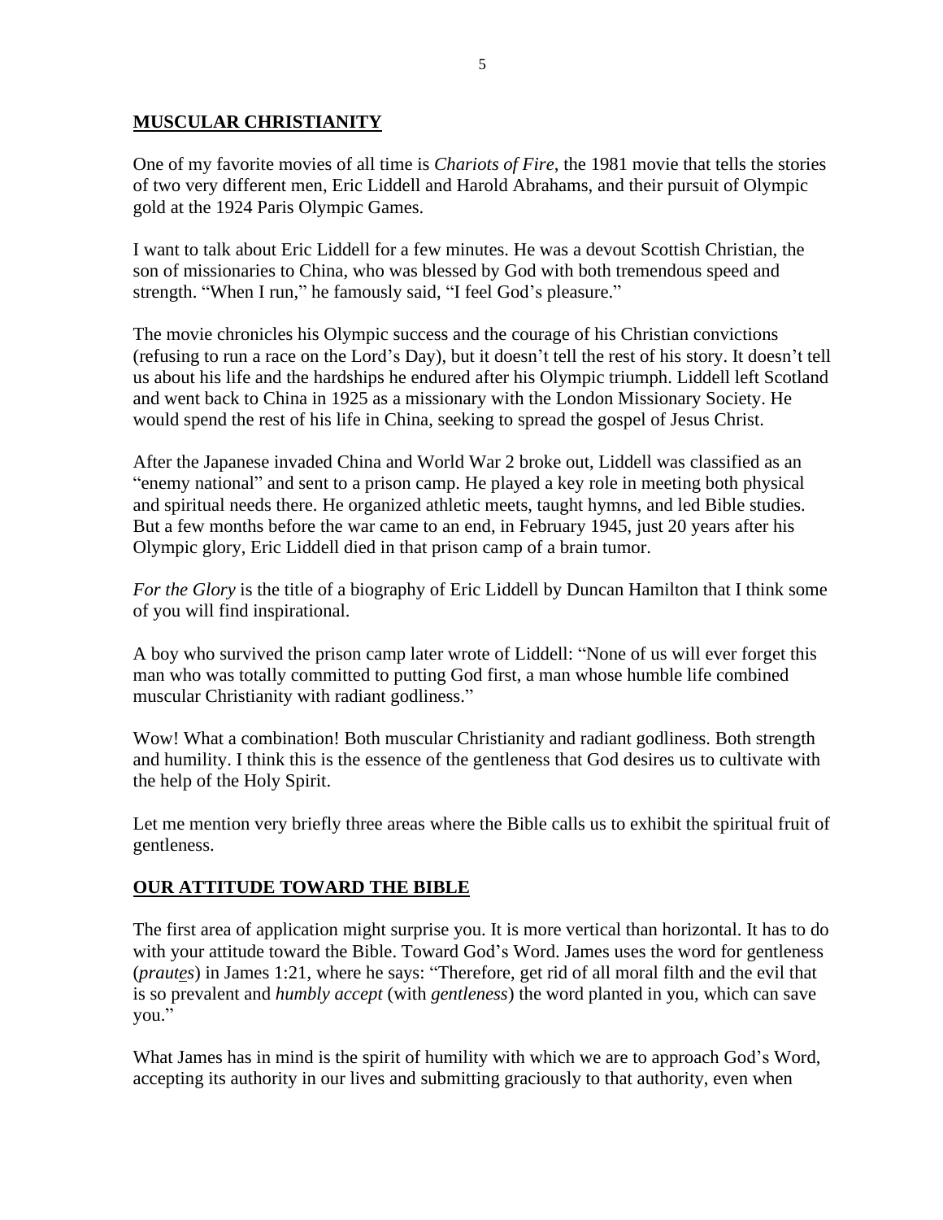## **MUSCULAR CHRISTIANITY**

One of my favorite movies of all time is *Chariots of Fire*, the 1981 movie that tells the stories of two very different men, Eric Liddell and Harold Abrahams, and their pursuit of Olympic gold at the 1924 Paris Olympic Games.

I want to talk about Eric Liddell for a few minutes. He was a devout Scottish Christian, the son of missionaries to China, who was blessed by God with both tremendous speed and strength. "When I run," he famously said, "I feel God's pleasure."

The movie chronicles his Olympic success and the courage of his Christian convictions (refusing to run a race on the Lord's Day), but it doesn't tell the rest of his story. It doesn't tell us about his life and the hardships he endured after his Olympic triumph. Liddell left Scotland and went back to China in 1925 as a missionary with the London Missionary Society. He would spend the rest of his life in China, seeking to spread the gospel of Jesus Christ.

After the Japanese invaded China and World War 2 broke out, Liddell was classified as an "enemy national" and sent to a prison camp. He played a key role in meeting both physical and spiritual needs there. He organized athletic meets, taught hymns, and led Bible studies. But a few months before the war came to an end, in February 1945, just 20 years after his Olympic glory, Eric Liddell died in that prison camp of a brain tumor.

*For the Glory* is the title of a biography of Eric Liddell by Duncan Hamilton that I think some of you will find inspirational.

A boy who survived the prison camp later wrote of Liddell: "None of us will ever forget this man who was totally committed to putting God first, a man whose humble life combined muscular Christianity with radiant godliness."

Wow! What a combination! Both muscular Christianity and radiant godliness. Both strength and humility. I think this is the essence of the gentleness that God desires us to cultivate with the help of the Holy Spirit.

Let me mention very briefly three areas where the Bible calls us to exhibit the spiritual fruit of gentleness.

## **OUR ATTITUDE TOWARD THE BIBLE**

The first area of application might surprise you. It is more vertical than horizontal. It has to do with your attitude toward the Bible. Toward God's Word. James uses the word for gentleness (*prautes*) in James 1:21, where he says: "Therefore, get rid of all moral filth and the evil that is so prevalent and *humbly accept* (with *gentleness*) the word planted in you, which can save you."

What James has in mind is the spirit of humility with which we are to approach God's Word, accepting its authority in our lives and submitting graciously to that authority, even when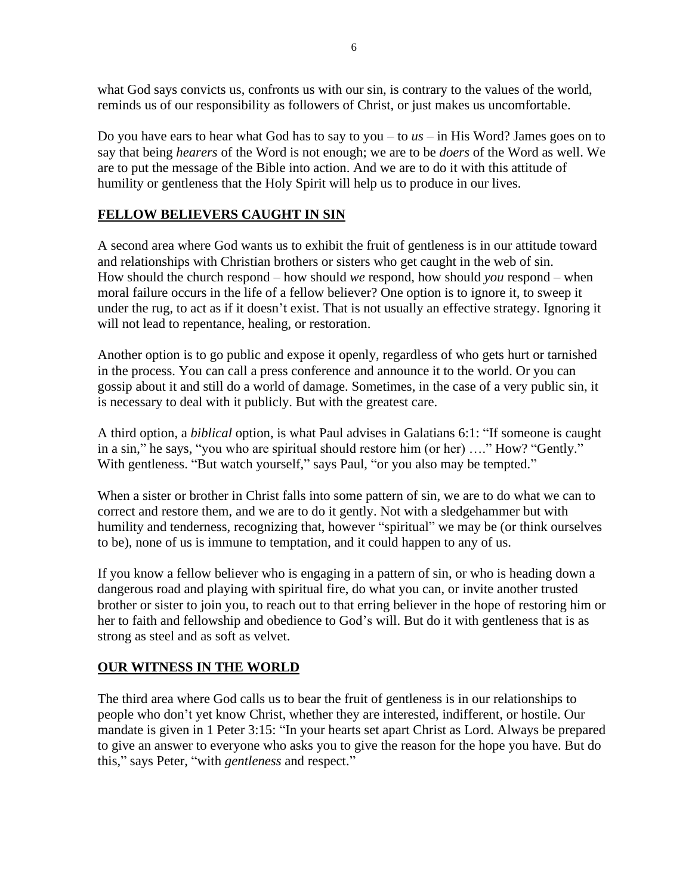what God says convicts us, confronts us with our sin, is contrary to the values of the world, reminds us of our responsibility as followers of Christ, or just makes us uncomfortable.

Do you have ears to hear what God has to say to you – to *us* – in His Word? James goes on to say that being *hearers* of the Word is not enough; we are to be *doers* of the Word as well. We are to put the message of the Bible into action. And we are to do it with this attitude of humility or gentleness that the Holy Spirit will help us to produce in our lives.

## **FELLOW BELIEVERS CAUGHT IN SIN**

A second area where God wants us to exhibit the fruit of gentleness is in our attitude toward and relationships with Christian brothers or sisters who get caught in the web of sin. How should the church respond – how should *we* respond, how should *you* respond – when moral failure occurs in the life of a fellow believer? One option is to ignore it, to sweep it under the rug, to act as if it doesn't exist. That is not usually an effective strategy. Ignoring it will not lead to repentance, healing, or restoration.

Another option is to go public and expose it openly, regardless of who gets hurt or tarnished in the process. You can call a press conference and announce it to the world. Or you can gossip about it and still do a world of damage. Sometimes, in the case of a very public sin, it is necessary to deal with it publicly. But with the greatest care.

A third option, a *biblical* option, is what Paul advises in Galatians 6:1: "If someone is caught in a sin," he says, "you who are spiritual should restore him (or her) …." How? "Gently." With gentleness. "But watch yourself," says Paul, "or you also may be tempted."

When a sister or brother in Christ falls into some pattern of sin, we are to do what we can to correct and restore them, and we are to do it gently. Not with a sledgehammer but with humility and tenderness, recognizing that, however "spiritual" we may be (or think ourselves to be), none of us is immune to temptation, and it could happen to any of us.

If you know a fellow believer who is engaging in a pattern of sin, or who is heading down a dangerous road and playing with spiritual fire, do what you can, or invite another trusted brother or sister to join you, to reach out to that erring believer in the hope of restoring him or her to faith and fellowship and obedience to God's will. But do it with gentleness that is as strong as steel and as soft as velvet.

## **OUR WITNESS IN THE WORLD**

The third area where God calls us to bear the fruit of gentleness is in our relationships to people who don't yet know Christ, whether they are interested, indifferent, or hostile. Our mandate is given in 1 Peter 3:15: "In your hearts set apart Christ as Lord. Always be prepared to give an answer to everyone who asks you to give the reason for the hope you have. But do this," says Peter, "with *gentleness* and respect."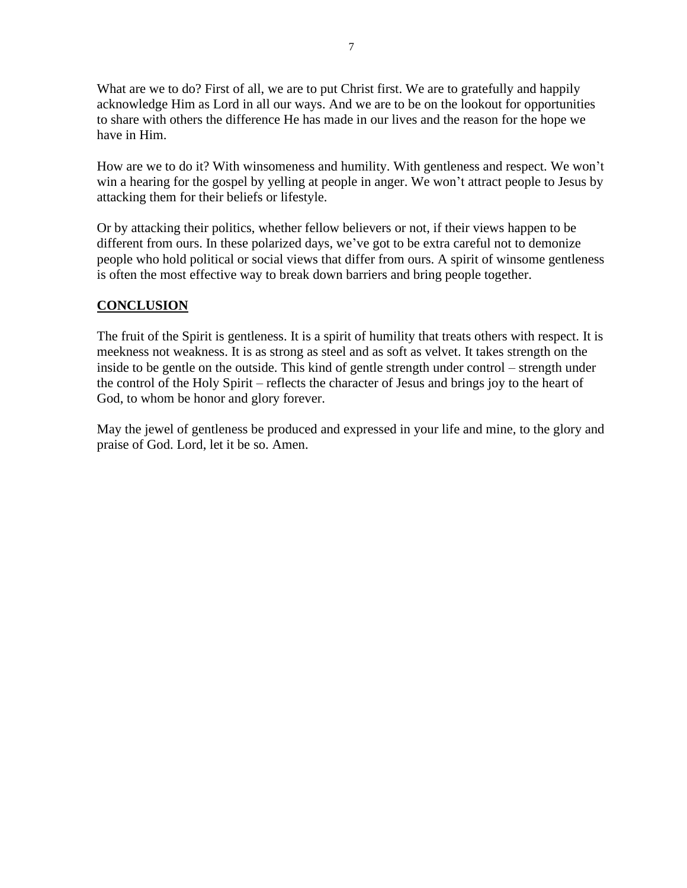What are we to do? First of all, we are to put Christ first. We are to gratefully and happily acknowledge Him as Lord in all our ways. And we are to be on the lookout for opportunities to share with others the difference He has made in our lives and the reason for the hope we have in Him.

How are we to do it? With winsomeness and humility. With gentleness and respect. We won’t win a hearing for the gospel by yelling at people in anger. We won’t attract people to Jesus by attacking them for their beliefs or lifestyle.

Or by attacking their politics, whether fellow believers or not, if their views happen to be different from ours. In these polarized days, we’ve got to be extra careful not to demonize people who hold political or social views that differ from ours. A spirit of winsome gentleness is often the most effective way to break down barriers and bring people together.

## CONCLUSION

The fruit of the Spirit is gentleness. It is a spirit of humility that treats others with respect. It is meekness not weakness. It is as strong as steel and as soft as velvet. It takes strength on the inside to be gentle on the outside. This kind of gentle strength under control – strength under the control of the Holy Spirit – reflects the character of Jesus and brings joy to the heart of God, to whom be honor and glory forever.

May the jewel of gentleness be produced and expressed in your life and mine, to the glory and praise of God. Lord, let it be so. Amen.